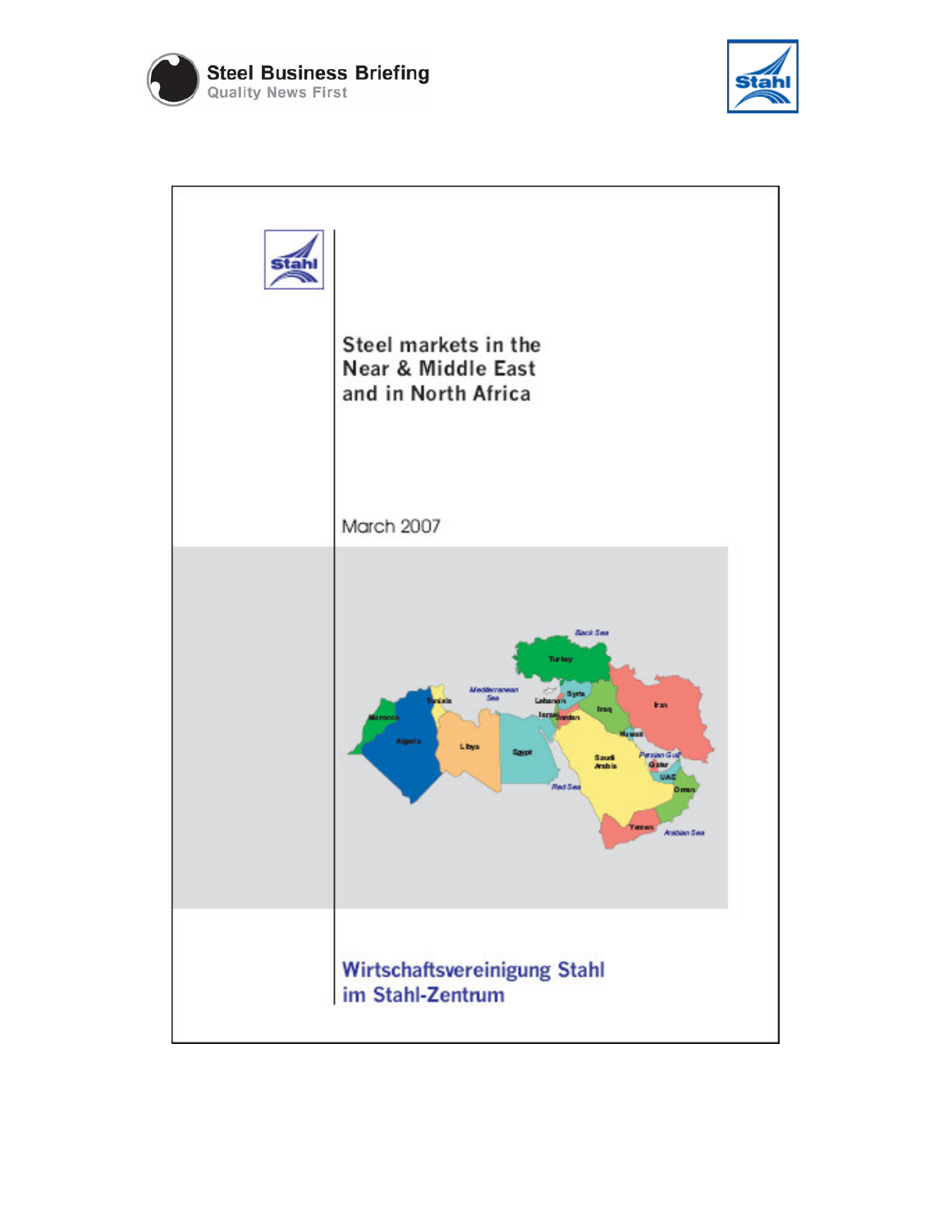Steel Business Briefing
Quality News First

Stahl

# Steel markets in the Near & Middle East and in North Africa

March 2007

**Wirtschaftsvereinigung Stahl im Stahl-Zentrum**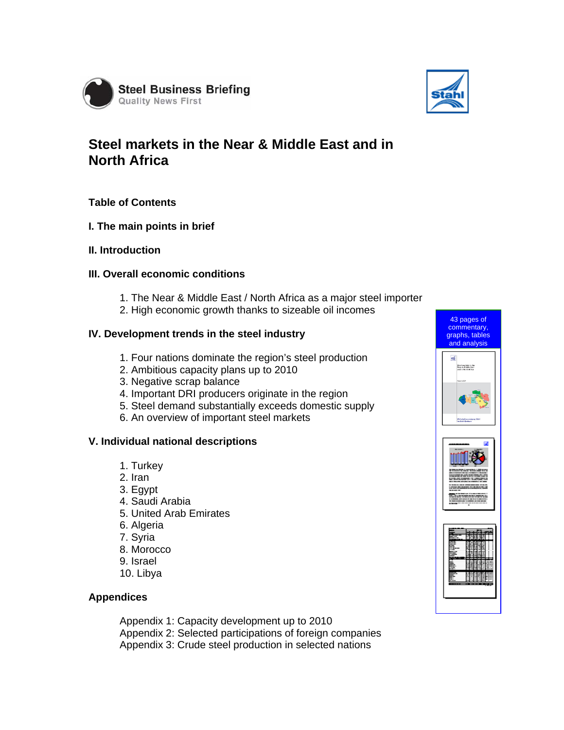Steel Business Briefing
Quality News First

Stahl

# Steel markets in the Near & Middle East and in North Africa

## Table of Contents

### I. The main points in brief

### II. Introduction

### III. Overall economic conditions

1. The Near & Middle East / North Africa as a major steel importer
2. High economic growth thanks to sizeable oil incomes

### IV. Development trends in the steel industry

1. Four nations dominate the region's steel production
2. Ambitious capacity plans up to 2010
3. Negative scrap balance
4. Important DRI producers originate in the region
5. Steel demand substantially exceeds domestic supply
6. An overview of important steel markets

### V. Individual national descriptions

1. Turkey
2. Iran
3. Egypt
4. Saudi Arabia
5. United Arab Emirates
6. Algeria
7. Syria
8. Morocco
9. Israel
10. Libya

### Appendices

Appendix 1: Capacity development up to 2010
Appendix 2: Selected participations of foreign companies
Appendix 3: Crude steel production in selected nations

43 pages of commentary, graphs, tables and analysis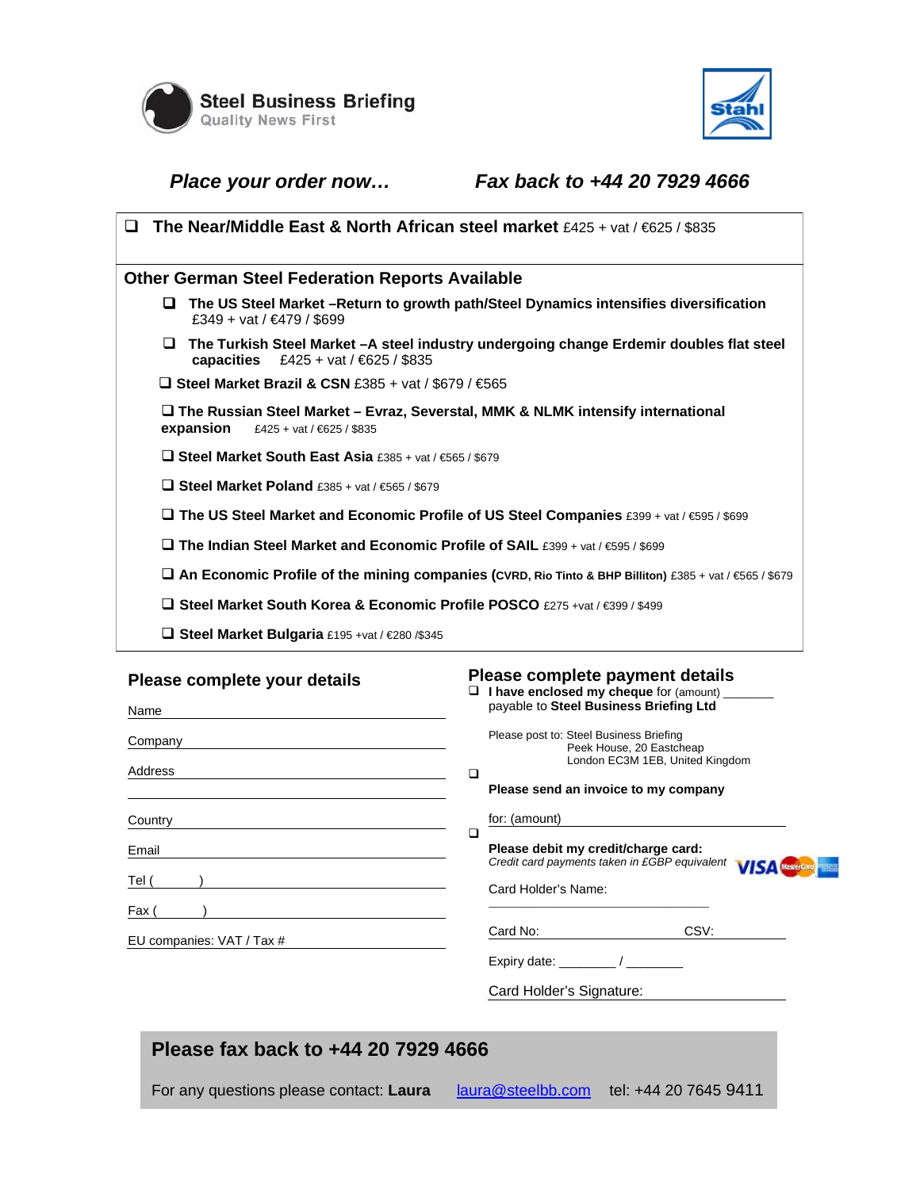Steel Business Briefing
Quality News First

Stahl

*Place your order now…* *Fax back to +44 20 7929 4666*

- ☐ **The Near/Middle East & North African steel market** £425 + vat / €625 / $835

## Other German Steel Federation Reports Available

- ☐ **The US Steel Market –Return to growth path/Steel Dynamics intensifies diversification** £349 + vat / €479 / $699
- ☐ **The Turkish Steel Market –A steel industry undergoing change Erdemir doubles flat steel capacities** £425 + vat / €625 / $835
- ☐ **Steel Market Brazil & CSN** £385 + vat / $679 / €565
- ☐ **The Russian Steel Market – Evraz, Severstal, MMK & NLMK intensify international expansion** £425 + vat / €625 / $835
- ☐ **Steel Market South East Asia** £385 + vat / €565 / $679
- ☐ **Steel Market Poland** £385 + vat / €565 / $679
- ☐ **The US Steel Market and Economic Profile of US Steel Companies** £399 + vat / €595 / $699
- ☐ **The Indian Steel Market and Economic Profile of SAIL** £399 + vat / €595 / $699
- ☐ **An Economic Profile of the mining companies (CVRD, Rio Tinto & BHP Billiton)** £385 + vat / €565 / $679
- ☐ **Steel Market South Korea & Economic Profile POSCO** £275 +vat / €399 / $499
- ☐ **Steel Market Bulgaria** £195 +vat / €280 /$345

## Please complete your details

Name ____________________

Company ____________________

Address ____________________

____________________

Country ____________________

Email ____________________

Tel (    ) ____________________

Fax (    ) ____________________

EU companies: VAT / Tax # ____________________

## Please complete payment details

- ☐ **I have enclosed my cheque** for (amount) _______ payable to **Steel Business Briefing Ltd**

  Please post to: Steel Business Briefing
  Peek House, 20 Eastcheap
  London EC3M 1EB, United Kingdom

- ☐ **Please send an invoice to my company**

  for: (amount) ____________________

- ☐ **Please debit my credit/charge card:**
  *Credit card payments taken in £GBP equivalent*

  VISA MasterCard

  Card Holder's Name: ____________________

  Card No: ____________________ CSV: __________

  Expiry date: ________ / ________

  Card Holder's Signature: ____________________

## Please fax back to +44 20 7929 4666

For any questions please contact: **Laura** laura@steelbb.com tel: +44 20 7645 9411